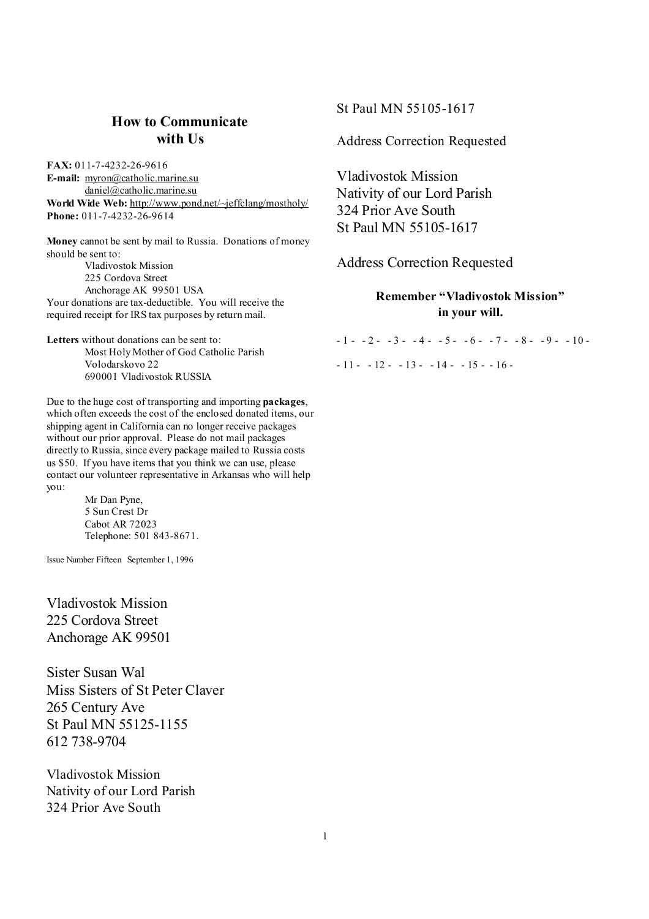## How to Communicate with Us

**FAX:** 011-7-4232-26-9616
**E-mail:** myron@catholic.marine.su
daniel@catholic.marine.su
**World Wide Web:** http://www.pond.net/~jeffclang/mostholy/
**Phone:** 011-7-4232-26-9614

**Money** cannot be sent by mail to Russia. Donations of money should be sent to:

Vladivostok Mission
225 Cordova Street
Anchorage AK 99501 USA

Your donations are tax-deductible. You will receive the required receipt for IRS tax purposes by return mail.

**Letters** without donations can be sent to:

Most Holy Mother of God Catholic Parish
Volodarskovo 22
690001 Vladivostok RUSSIA

Due to the huge cost of transporting and importing **packages**, which often exceeds the cost of the enclosed donated items, our shipping agent in California can no longer receive packages without our prior approval. Please do not mail packages directly to Russia, since every package mailed to Russia costs us $50. If you have items that you think we can use, please contact our volunteer representative in Arkansas who will help you:

Mr Dan Pyne,
5 Sun Crest Dr
Cabot AR 72023
Telephone: 501 843-8671.

Issue Number Fifteen September 1, 1996

Vladivostok Mission
225 Cordova Street
Anchorage AK 99501

Sister Susan Wal
Miss Sisters of St Peter Claver
265 Century Ave
St Paul MN 55125-1155
612 738-9704

Vladivostok Mission
Nativity of our Lord Parish
324 Prior Ave South
St Paul MN 55105-1617

Address Correction Requested

Vladivostok Mission
Nativity of our Lord Parish
324 Prior Ave South
St Paul MN 55105-1617

Address Correction Requested

**Remember "Vladivostok Mission" in your will.**

- 1 - - 2 - - 3 - - 4 - - 5 - - 6 - - 7 - - 8 - - 9 - - 10 -

- 11 - - 12 - - 13 - - 14 - - 15 - - 16 -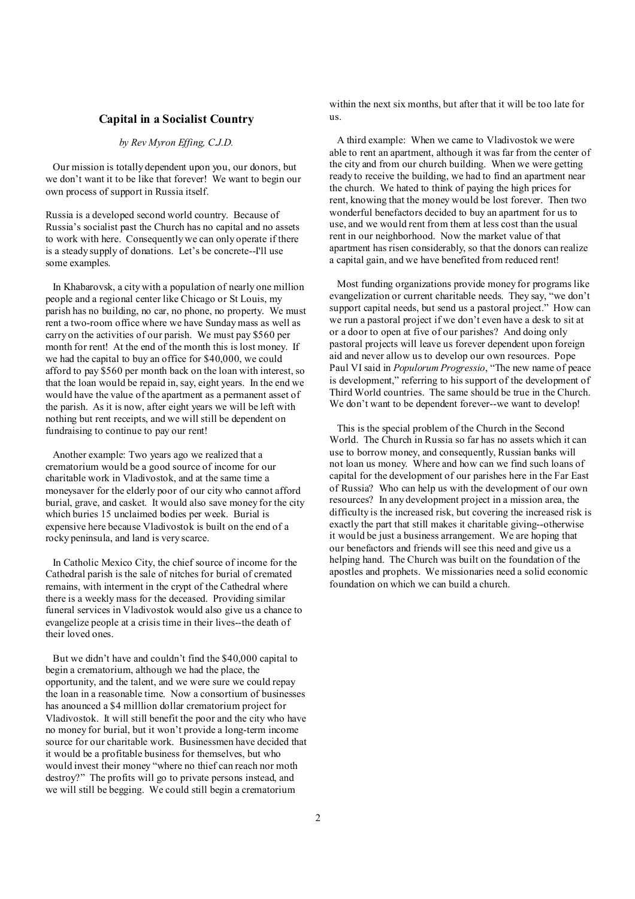## Capital in a Socialist Country

*by Rev Myron Effing, C.J.D.*

Our mission is totally dependent upon you, our donors, but we don't want it to be like that forever! We want to begin our own process of support in Russia itself.

Russia is a developed second world country. Because of Russia's socialist past the Church has no capital and no assets to work with here. Consequently we can only operate if there is a steady supply of donations. Let's be concrete--I'll use some examples.

In Khabarovsk, a city with a population of nearly one million people and a regional center like Chicago or St Louis, my parish has no building, no car, no phone, no property. We must rent a two-room office where we have Sunday mass as well as carry on the activities of our parish. We must pay $560 per month for rent! At the end of the month this is lost money. If we had the capital to buy an office for $40,000, we could afford to pay $560 per month back on the loan with interest, so that the loan would be repaid in, say, eight years. In the end we would have the value of the apartment as a permanent asset of the parish. As it is now, after eight years we will be left with nothing but rent receipts, and we will still be dependent on fundraising to continue to pay our rent!

Another example: Two years ago we realized that a crematorium would be a good source of income for our charitable work in Vladivostok, and at the same time a moneysaver for the elderly poor of our city who cannot afford burial, grave, and casket. It would also save money for the city which buries 15 unclaimed bodies per week. Burial is expensive here because Vladivostok is built on the end of a rocky peninsula, and land is very scarce.

In Catholic Mexico City, the chief source of income for the Cathedral parish is the sale of nitches for burial of cremated remains, with interment in the crypt of the Cathedral where there is a weekly mass for the deceased. Providing similar funeral services in Vladivostok would also give us a chance to evangelize people at a crisis time in their lives--the death of their loved ones.

But we didn't have and couldn't find the $40,000 capital to begin a crematorium, although we had the place, the opportunity, and the talent, and we were sure we could repay the loan in a reasonable time. Now a consortium of businesses has anounced a $4 milllion dollar crematorium project for Vladivostok. It will still benefit the poor and the city who have no money for burial, but it won't provide a long-term income source for our charitable work. Businessmen have decided that it would be a profitable business for themselves, but who would invest their money "where no thief can reach nor moth destroy?" The profits will go to private persons instead, and we will still be begging. We could still begin a crematorium within the next six months, but after that it will be too late for us.

A third example: When we came to Vladivostok we were able to rent an apartment, although it was far from the center of the city and from our church building. When we were getting ready to receive the building, we had to find an apartment near the church. We hated to think of paying the high prices for rent, knowing that the money would be lost forever. Then two wonderful benefactors decided to buy an apartment for us to use, and we would rent from them at less cost than the usual rent in our neighborhood. Now the market value of that apartment has risen considerably, so that the donors can realize a capital gain, and we have benefited from reduced rent!

Most funding organizations provide money for programs like evangelization or current charitable needs. They say, "we don't support capital needs, but send us a pastoral project." How can we run a pastoral project if we don't even have a desk to sit at or a door to open at five of our parishes? And doing only pastoral projects will leave us forever dependent upon foreign aid and never allow us to develop our own resources. Pope Paul VI said in *Populorum Progressio*, "The new name of peace is development," referring to his support of the development of Third World countries. The same should be true in the Church. We don't want to be dependent forever--we want to develop!

This is the special problem of the Church in the Second World. The Church in Russia so far has no assets which it can use to borrow money, and consequently, Russian banks will not loan us money. Where and how can we find such loans of capital for the development of our parishes here in the Far East of Russia? Who can help us with the development of our own resources? In any development project in a mission area, the difficulty is the increased risk, but covering the increased risk is exactly the part that still makes it charitable giving--otherwise it would be just a business arrangement. We are hoping that our benefactors and friends will see this need and give us a helping hand. The Church was built on the foundation of the apostles and prophets. We missionaries need a solid economic foundation on which we can build a church.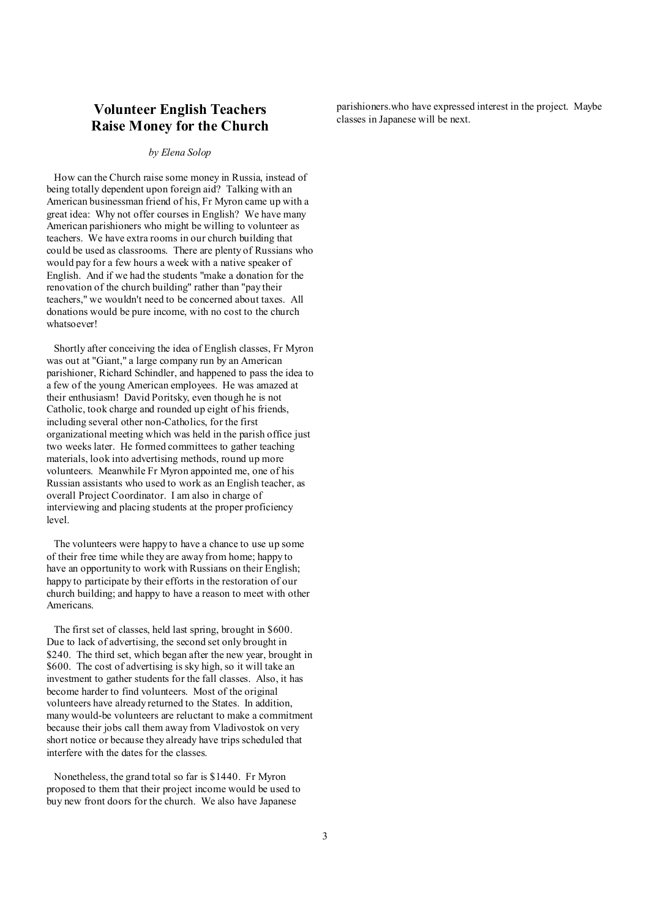# Volunteer English Teachers Raise Money for the Church

*by Elena Solop*

How can the Church raise some money in Russia, instead of being totally dependent upon foreign aid? Talking with an American businessman friend of his, Fr Myron came up with a great idea: Why not offer courses in English? We have many American parishioners who might be willing to volunteer as teachers. We have extra rooms in our church building that could be used as classrooms. There are plenty of Russians who would pay for a few hours a week with a native speaker of English. And if we had the students "make a donation for the renovation of the church building" rather than "pay their teachers," we wouldn't need to be concerned about taxes. All donations would be pure income, with no cost to the church whatsoever!

Shortly after conceiving the idea of English classes, Fr Myron was out at "Giant," a large company run by an American parishioner, Richard Schindler, and happened to pass the idea to a few of the young American employees. He was amazed at their enthusiasm! David Poritsky, even though he is not Catholic, took charge and rounded up eight of his friends, including several other non-Catholics, for the first organizational meeting which was held in the parish office just two weeks later. He formed committees to gather teaching materials, look into advertising methods, round up more volunteers. Meanwhile Fr Myron appointed me, one of his Russian assistants who used to work as an English teacher, as overall Project Coordinator. I am also in charge of interviewing and placing students at the proper proficiency level.

The volunteers were happy to have a chance to use up some of their free time while they are away from home; happy to have an opportunity to work with Russians on their English; happy to participate by their efforts in the restoration of our church building; and happy to have a reason to meet with other Americans.

The first set of classes, held last spring, brought in $600. Due to lack of advertising, the second set only brought in $240. The third set, which began after the new year, brought in $600. The cost of advertising is sky high, so it will take an investment to gather students for the fall classes. Also, it has become harder to find volunteers. Most of the original volunteers have already returned to the States. In addition, many would-be volunteers are reluctant to make a commitment because their jobs call them away from Vladivostok on very short notice or because they already have trips scheduled that interfere with the dates for the classes.

Nonetheless, the grand total so far is $1440. Fr Myron proposed to them that their project income would be used to buy new front doors for the church. We also have Japanese parishioners.who have expressed interest in the project. Maybe classes in Japanese will be next.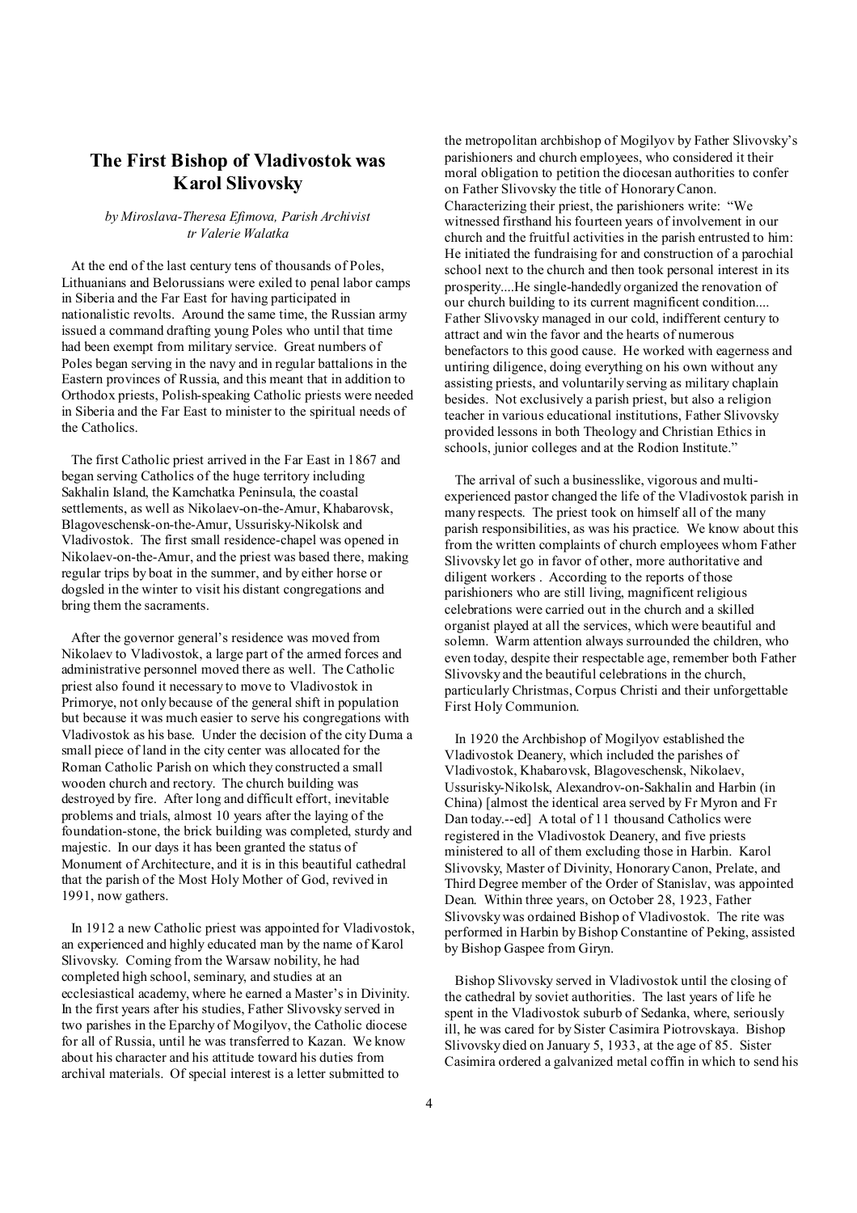# The First Bishop of Vladivostok was Karol Slivovsky

*by Miroslava-Theresa Efimova, Parish Archivist*
*tr Valerie Walatka*

At the end of the last century tens of thousands of Poles, Lithuanians and Belorussians were exiled to penal labor camps in Siberia and the Far East for having participated in nationalistic revolts. Around the same time, the Russian army issued a command drafting young Poles who until that time had been exempt from military service. Great numbers of Poles began serving in the navy and in regular battalions in the Eastern provinces of Russia, and this meant that in addition to Orthodox priests, Polish-speaking Catholic priests were needed in Siberia and the Far East to minister to the spiritual needs of the Catholics.

The first Catholic priest arrived in the Far East in 1867 and began serving Catholics of the huge territory including Sakhalin Island, the Kamchatka Peninsula, the coastal settlements, as well as Nikolaev-on-the-Amur, Khabarovsk, Blagoveschensk-on-the-Amur, Ussurisky-Nikolsk and Vladivostok. The first small residence-chapel was opened in Nikolaev-on-the-Amur, and the priest was based there, making regular trips by boat in the summer, and by either horse or dogsled in the winter to visit his distant congregations and bring them the sacraments.

After the governor general's residence was moved from Nikolaev to Vladivostok, a large part of the armed forces and administrative personnel moved there as well. The Catholic priest also found it necessary to move to Vladivostok in Primorye, not only because of the general shift in population but because it was much easier to serve his congregations with Vladivostok as his base. Under the decision of the city Duma a small piece of land in the city center was allocated for the Roman Catholic Parish on which they constructed a small wooden church and rectory. The church building was destroyed by fire. After long and difficult effort, inevitable problems and trials, almost 10 years after the laying of the foundation-stone, the brick building was completed, sturdy and majestic. In our days it has been granted the status of Monument of Architecture, and it is in this beautiful cathedral that the parish of the Most Holy Mother of God, revived in 1991, now gathers.

In 1912 a new Catholic priest was appointed for Vladivostok, an experienced and highly educated man by the name of Karol Slivovsky. Coming from the Warsaw nobility, he had completed high school, seminary, and studies at an ecclesiastical academy, where he earned a Master's in Divinity. In the first years after his studies, Father Slivovsky served in two parishes in the Eparchy of Mogilyov, the Catholic diocese for all of Russia, until he was transferred to Kazan. We know about his character and his attitude toward his duties from archival materials. Of special interest is a letter submitted to the metropolitan archbishop of Mogilyov by Father Slivovsky's parishioners and church employees, who considered it their moral obligation to petition the diocesan authorities to confer on Father Slivovsky the title of Honorary Canon. Characterizing their priest, the parishioners write: "We witnessed firsthand his fourteen years of involvement in our church and the fruitful activities in the parish entrusted to him: He initiated the fundraising for and construction of a parochial school next to the church and then took personal interest in its prosperity....He single-handedly organized the renovation of our church building to its current magnificent condition.... Father Slivovsky managed in our cold, indifferent century to attract and win the favor and the hearts of numerous benefactors to this good cause. He worked with eagerness and untiring diligence, doing everything on his own without any assisting priests, and voluntarily serving as military chaplain besides. Not exclusively a parish priest, but also a religion teacher in various educational institutions, Father Slivovsky provided lessons in both Theology and Christian Ethics in schools, junior colleges and at the Rodion Institute."

The arrival of such a businesslike, vigorous and multi-experienced pastor changed the life of the Vladivostok parish in many respects. The priest took on himself all of the many parish responsibilities, as was his practice. We know about this from the written complaints of church employees whom Father Slivovsky let go in favor of other, more authoritative and diligent workers . According to the reports of those parishioners who are still living, magnificent religious celebrations were carried out in the church and a skilled organist played at all the services, which were beautiful and solemn. Warm attention always surrounded the children, who even today, despite their respectable age, remember both Father Slivovsky and the beautiful celebrations in the church, particularly Christmas, Corpus Christi and their unforgettable First Holy Communion.

In 1920 the Archbishop of Mogilyov established the Vladivostok Deanery, which included the parishes of Vladivostok, Khabarovsk, Blagoveschensk, Nikolaev, Ussurisky-Nikolsk, Alexandrov-on-Sakhalin and Harbin (in China) [almost the identical area served by Fr Myron and Fr Dan today.--ed] A total of 11 thousand Catholics were registered in the Vladivostok Deanery, and five priests ministered to all of them excluding those in Harbin. Karol Slivovsky, Master of Divinity, Honorary Canon, Prelate, and Third Degree member of the Order of Stanislav, was appointed Dean. Within three years, on October 28, 1923, Father Slivovsky was ordained Bishop of Vladivostok. The rite was performed in Harbin by Bishop Constantine of Peking, assisted by Bishop Gaspee from Giryn.

Bishop Slivovsky served in Vladivostok until the closing of the cathedral by soviet authorities. The last years of life he spent in the Vladivostok suburb of Sedanka, where, seriously ill, he was cared for by Sister Casimira Piotrovskaya. Bishop Slivovsky died on January 5, 1933, at the age of 85. Sister Casimira ordered a galvanized metal coffin in which to send his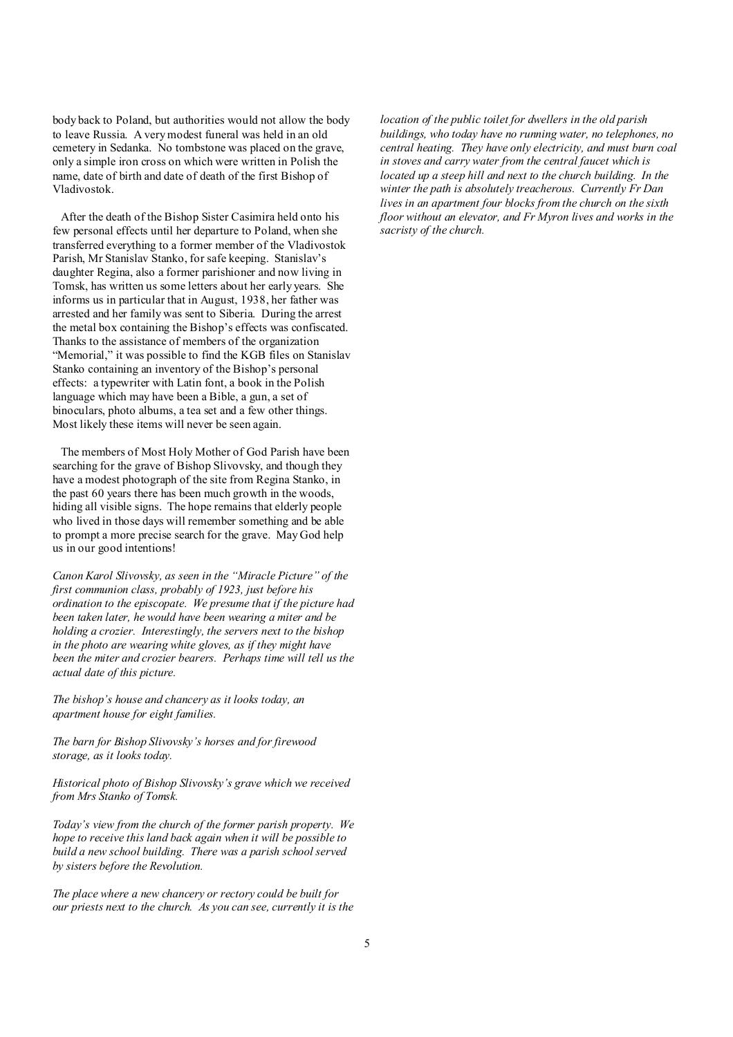body back to Poland, but authorities would not allow the body to leave Russia. A very modest funeral was held in an old cemetery in Sedanka. No tombstone was placed on the grave, only a simple iron cross on which were written in Polish the name, date of birth and date of death of the first Bishop of Vladivostok.

After the death of the Bishop Sister Casimira held onto his few personal effects until her departure to Poland, when she transferred everything to a former member of the Vladivostok Parish, Mr Stanislav Stanko, for safe keeping. Stanislav's daughter Regina, also a former parishioner and now living in Tomsk, has written us some letters about her early years. She informs us in particular that in August, 1938, her father was arrested and her family was sent to Siberia. During the arrest the metal box containing the Bishop's effects was confiscated. Thanks to the assistance of members of the organization "Memorial," it was possible to find the KGB files on Stanislav Stanko containing an inventory of the Bishop's personal effects: a typewriter with Latin font, a book in the Polish language which may have been a Bible, a gun, a set of binoculars, photo albums, a tea set and a few other things. Most likely these items will never be seen again.

The members of Most Holy Mother of God Parish have been searching for the grave of Bishop Slivovsky, and though they have a modest photograph of the site from Regina Stanko, in the past 60 years there has been much growth in the woods, hiding all visible signs. The hope remains that elderly people who lived in those days will remember something and be able to prompt a more precise search for the grave. May God help us in our good intentions!

*Canon Karol Slivovsky, as seen in the "Miracle Picture" of the first communion class, probably of 1923, just before his ordination to the episcopate. We presume that if the picture had been taken later, he would have been wearing a miter and be holding a crozier. Interestingly, the servers next to the bishop in the photo are wearing white gloves, as if they might have been the miter and crozier bearers. Perhaps time will tell us the actual date of this picture.*

*The bishop's house and chancery as it looks today, an apartment house for eight families.*

*The barn for Bishop Slivovsky's horses and for firewood storage, as it looks today.*

*Historical photo of Bishop Slivovsky's grave which we received from Mrs Stanko of Tomsk.*

*Today's view from the church of the former parish property. We hope to receive this land back again when it will be possible to build a new school building. There was a parish school served by sisters before the Revolution.*

*The place where a new chancery or rectory could be built for our priests next to the church. As you can see, currently it is the location of the public toilet for dwellers in the old parish buildings, who today have no running water, no telephones, no central heating. They have only electricity, and must burn coal in stoves and carry water from the central faucet which is located up a steep hill and next to the church building. In the winter the path is absolutely treacherous. Currently Fr Dan lives in an apartment four blocks from the church on the sixth floor without an elevator, and Fr Myron lives and works in the sacristy of the church.*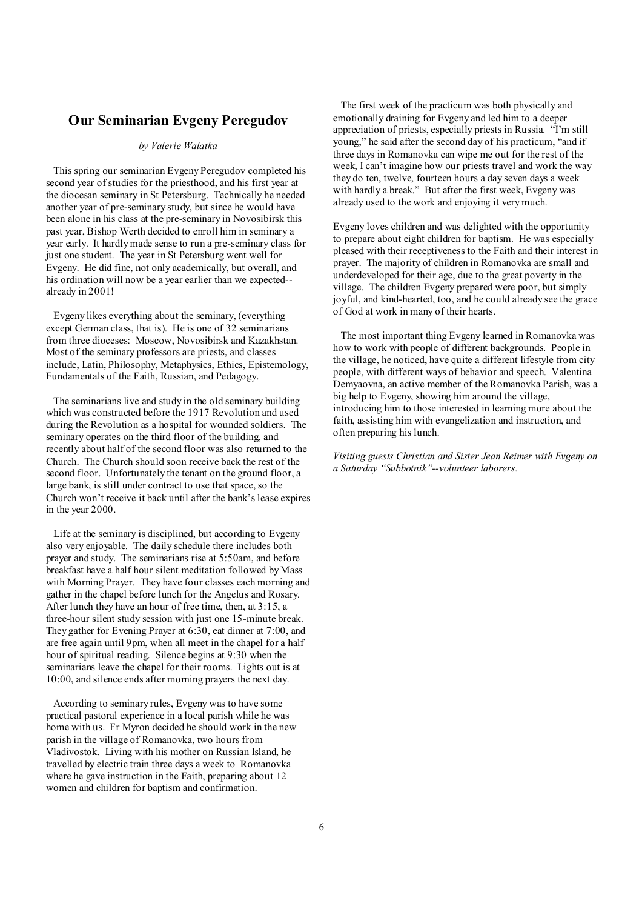## Our Seminarian Evgeny Peregudov

*by Valerie Walatka*

This spring our seminarian Evgeny Peregudov completed his second year of studies for the priesthood, and his first year at the diocesan seminary in St Petersburg. Technically he needed another year of pre-seminary study, but since he would have been alone in his class at the pre-seminary in Novosibirsk this past year, Bishop Werth decided to enroll him in seminary a year early. It hardly made sense to run a pre-seminary class for just one student. The year in St Petersburg went well for Evgeny. He did fine, not only academically, but overall, and his ordination will now be a year earlier than we expected--already in 2001!

Evgeny likes everything about the seminary, (everything except German class, that is). He is one of 32 seminarians from three dioceses: Moscow, Novosibirsk and Kazakhstan. Most of the seminary professors are priests, and classes include, Latin, Philosophy, Metaphysics, Ethics, Epistemology, Fundamentals of the Faith, Russian, and Pedagogy.

The seminarians live and study in the old seminary building which was constructed before the 1917 Revolution and used during the Revolution as a hospital for wounded soldiers. The seminary operates on the third floor of the building, and recently about half of the second floor was also returned to the Church. The Church should soon receive back the rest of the second floor. Unfortunately the tenant on the ground floor, a large bank, is still under contract to use that space, so the Church won't receive it back until after the bank's lease expires in the year 2000.

Life at the seminary is disciplined, but according to Evgeny also very enjoyable. The daily schedule there includes both prayer and study. The seminarians rise at 5:50am, and before breakfast have a half hour silent meditation followed by Mass with Morning Prayer. They have four classes each morning and gather in the chapel before lunch for the Angelus and Rosary. After lunch they have an hour of free time, then, at 3:15, a three-hour silent study session with just one 15-minute break. They gather for Evening Prayer at 6:30, eat dinner at 7:00, and are free again until 9pm, when all meet in the chapel for a half hour of spiritual reading. Silence begins at 9:30 when the seminarians leave the chapel for their rooms. Lights out is at 10:00, and silence ends after morning prayers the next day.

According to seminary rules, Evgeny was to have some practical pastoral experience in a local parish while he was home with us. Fr Myron decided he should work in the new parish in the village of Romanovka, two hours from Vladivostok. Living with his mother on Russian Island, he travelled by electric train three days a week to Romanovka where he gave instruction in the Faith, preparing about 12 women and children for baptism and confirmation.

The first week of the practicum was both physically and emotionally draining for Evgeny and led him to a deeper appreciation of priests, especially priests in Russia. "I'm still young," he said after the second day of his practicum, "and if three days in Romanovka can wipe me out for the rest of the week, I can't imagine how our priests travel and work the way they do ten, twelve, fourteen hours a day seven days a week with hardly a break." But after the first week, Evgeny was already used to the work and enjoying it very much.

Evgeny loves children and was delighted with the opportunity to prepare about eight children for baptism. He was especially pleased with their receptiveness to the Faith and their interest in prayer. The majority of children in Romanovka are small and underdeveloped for their age, due to the great poverty in the village. The children Evgeny prepared were poor, but simply joyful, and kind-hearted, too, and he could already see the grace of God at work in many of their hearts.

The most important thing Evgeny learned in Romanovka was how to work with people of different backgrounds. People in the village, he noticed, have quite a different lifestyle from city people, with different ways of behavior and speech. Valentina Demyaovna, an active member of the Romanovka Parish, was a big help to Evgeny, showing him around the village, introducing him to those interested in learning more about the faith, assisting him with evangelization and instruction, and often preparing his lunch.

*Visiting guests Christian and Sister Jean Reimer with Evgeny on a Saturday "Subbotnik"--volunteer laborers.*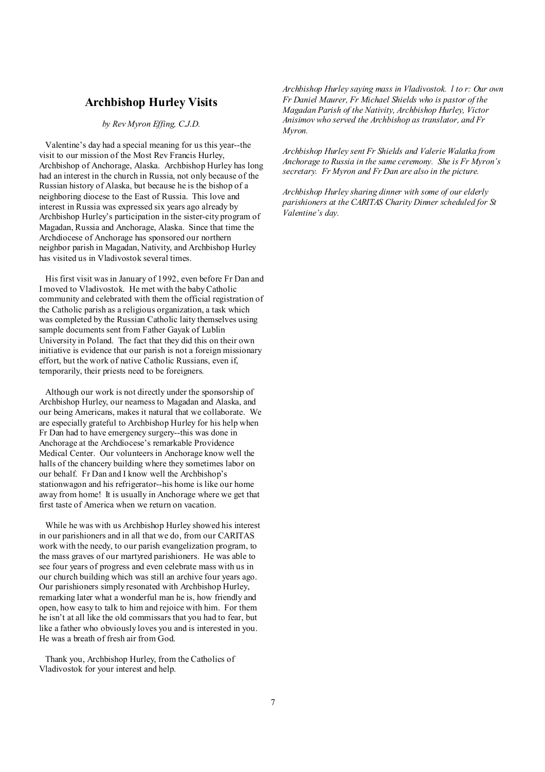## Archbishop Hurley Visits

*by Rev Myron Effing, C.J.D.*

Valentine's day had a special meaning for us this year--the visit to our mission of the Most Rev Francis Hurley, Archbishop of Anchorage, Alaska. Archbishop Hurley has long had an interest in the church in Russia, not only because of the Russian history of Alaska, but because he is the bishop of a neighboring diocese to the East of Russia. This love and interest in Russia was expressed six years ago already by Archbishop Hurley's participation in the sister-city program of Magadan, Russia and Anchorage, Alaska. Since that time the Archdiocese of Anchorage has sponsored our northern neighbor parish in Magadan, Nativity, and Archbishop Hurley has visited us in Vladivostok several times.

His first visit was in January of 1992, even before Fr Dan and I moved to Vladivostok. He met with the baby Catholic community and celebrated with them the official registration of the Catholic parish as a religious organization, a task which was completed by the Russian Catholic laity themselves using sample documents sent from Father Gayak of Lublin University in Poland. The fact that they did this on their own initiative is evidence that our parish is not a foreign missionary effort, but the work of native Catholic Russians, even if, temporarily, their priests need to be foreigners.

Although our work is not directly under the sponsorship of Archbishop Hurley, our nearness to Magadan and Alaska, and our being Americans, makes it natural that we collaborate. We are especially grateful to Archbishop Hurley for his help when Fr Dan had to have emergency surgery--this was done in Anchorage at the Archdiocese's remarkable Providence Medical Center. Our volunteers in Anchorage know well the halls of the chancery building where they sometimes labor on our behalf. Fr Dan and I know well the Archbishop's stationwagon and his refrigerator--his home is like our home away from home! It is usually in Anchorage where we get that first taste of America when we return on vacation.

While he was with us Archbishop Hurley showed his interest in our parishioners and in all that we do, from our CARITAS work with the needy, to our parish evangelization program, to the mass graves of our martyred parishioners. He was able to see four years of progress and even celebrate mass with us in our church building which was still an archive four years ago. Our parishioners simply resonated with Archbishop Hurley, remarking later what a wonderful man he is, how friendly and open, how easy to talk to him and rejoice with him. For them he isn't at all like the old commissars that you had to fear, but like a father who obviously loves you and is interested in you. He was a breath of fresh air from God.

Thank you, Archbishop Hurley, from the Catholics of Vladivostok for your interest and help.

*Archbishop Hurley saying mass in Vladivostok. l to r: Our own Fr Daniel Maurer, Fr Michael Shields who is pastor of the Magadan Parish of the Nativity, Archbishop Hurley, Victor Anisimov who served the Archbishop as translator, and Fr Myron.*

*Archbishop Hurley sent Fr Shields and Valerie Walatka from Anchorage to Russia in the same ceremony. She is Fr Myron's secretary. Fr Myron and Fr Dan are also in the picture.*

*Archbishop Hurley sharing dinner with some of our elderly parishioners at the CARITAS Charity Dinner scheduled for St Valentine's day.*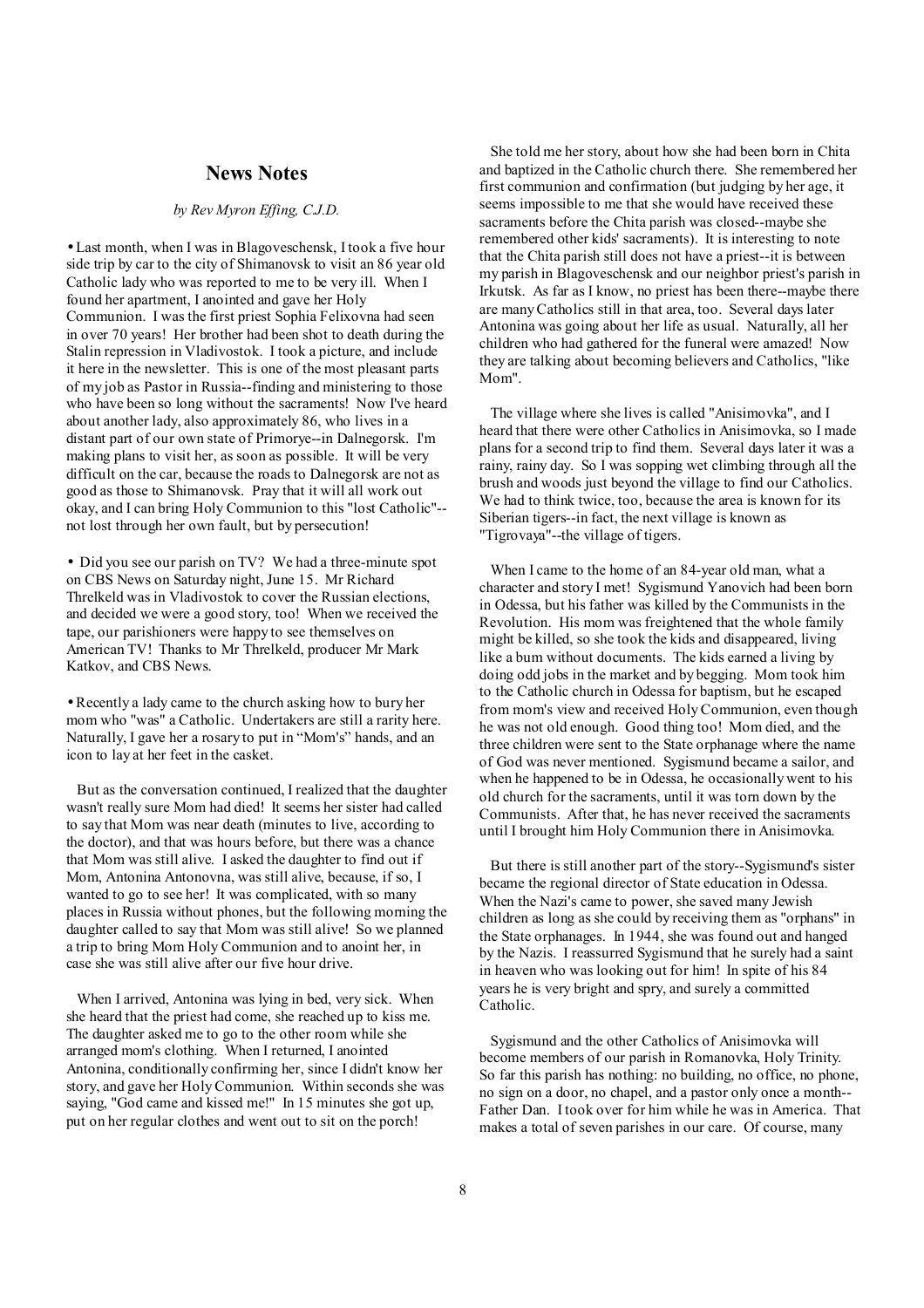## News Notes

*by Rev Myron Effing, C.J.D.*

• Last month, when I was in Blagoveschensk, I took a five hour side trip by car to the city of Shimanovsk to visit an 86 year old Catholic lady who was reported to me to be very ill. When I found her apartment, I anointed and gave her Holy Communion. I was the first priest Sophia Felixovna had seen in over 70 years! Her brother had been shot to death during the Stalin repression in Vladivostok. I took a picture, and include it here in the newsletter. This is one of the most pleasant parts of my job as Pastor in Russia--finding and ministering to those who have been so long without the sacraments! Now I've heard about another lady, also approximately 86, who lives in a distant part of our own state of Primorye--in Dalnegorsk. I'm making plans to visit her, as soon as possible. It will be very difficult on the car, because the roads to Dalnegorsk are not as good as those to Shimanovsk. Pray that it will all work out okay, and I can bring Holy Communion to this "lost Catholic"--not lost through her own fault, but by persecution!

• Did you see our parish on TV? We had a three-minute spot on CBS News on Saturday night, June 15. Mr Richard Threlkeld was in Vladivostok to cover the Russian elections, and decided we were a good story, too! When we received the tape, our parishioners were happy to see themselves on American TV! Thanks to Mr Threlkeld, producer Mr Mark Katkov, and CBS News.

• Recently a lady came to the church asking how to bury her mom who "was" a Catholic. Undertakers are still a rarity here. Naturally, I gave her a rosary to put in "Mom's" hands, and an icon to lay at her feet in the casket.

But as the conversation continued, I realized that the daughter wasn't really sure Mom had died! It seems her sister had called to say that Mom was near death (minutes to live, according to the doctor), and that was hours before, but there was a chance that Mom was still alive. I asked the daughter to find out if Mom, Antonina Antonovna, was still alive, because, if so, I wanted to go to see her! It was complicated, with so many places in Russia without phones, but the following morning the daughter called to say that Mom was still alive! So we planned a trip to bring Mom Holy Communion and to anoint her, in case she was still alive after our five hour drive.

When I arrived, Antonina was lying in bed, very sick. When she heard that the priest had come, she reached up to kiss me. The daughter asked me to go to the other room while she arranged mom's clothing. When I returned, I anointed Antonina, conditionally confirming her, since I didn't know her story, and gave her Holy Communion. Within seconds she was saying, "God came and kissed me!" In 15 minutes she got up, put on her regular clothes and went out to sit on the porch!

She told me her story, about how she had been born in Chita and baptized in the Catholic church there. She remembered her first communion and confirmation (but judging by her age, it seems impossible to me that she would have received these sacraments before the Chita parish was closed--maybe she remembered other kids' sacraments). It is interesting to note that the Chita parish still does not have a priest--it is between my parish in Blagoveschensk and our neighbor priest's parish in Irkutsk. As far as I know, no priest has been there--maybe there are many Catholics still in that area, too. Several days later Antonina was going about her life as usual. Naturally, all her children who had gathered for the funeral were amazed! Now they are talking about becoming believers and Catholics, "like Mom".

The village where she lives is called "Anisimovka", and I heard that there were other Catholics in Anisimovka, so I made plans for a second trip to find them. Several days later it was a rainy, rainy day. So I was sopping wet climbing through all the brush and woods just beyond the village to find our Catholics. We had to think twice, too, because the area is known for its Siberian tigers--in fact, the next village is known as "Tigrovaya"--the village of tigers.

When I came to the home of an 84-year old man, what a character and story I met! Sygismund Yanovich had been born in Odessa, but his father was killed by the Communists in the Revolution. His mom was freightened that the whole family might be killed, so she took the kids and disappeared, living like a bum without documents. The kids earned a living by doing odd jobs in the market and by begging. Mom took him to the Catholic church in Odessa for baptism, but he escaped from mom's view and received Holy Communion, even though he was not old enough. Good thing too! Mom died, and the three children were sent to the State orphanage where the name of God was never mentioned. Sygismund became a sailor, and when he happened to be in Odessa, he occasionally went to his old church for the sacraments, until it was torn down by the Communists. After that, he has never received the sacraments until I brought him Holy Communion there in Anisimovka.

But there is still another part of the story--Sygismund's sister became the regional director of State education in Odessa. When the Nazi's came to power, she saved many Jewish children as long as she could by receiving them as "orphans" in the State orphanages. In 1944, she was found out and hanged by the Nazis. I reassurred Sygismund that he surely had a saint in heaven who was looking out for him! In spite of his 84 years he is very bright and spry, and surely a committed Catholic.

Sygismund and the other Catholics of Anisimovka will become members of our parish in Romanovka, Holy Trinity. So far this parish has nothing: no building, no office, no phone, no sign on a door, no chapel, and a pastor only once a month--Father Dan. I took over for him while he was in America. That makes a total of seven parishes in our care. Of course, many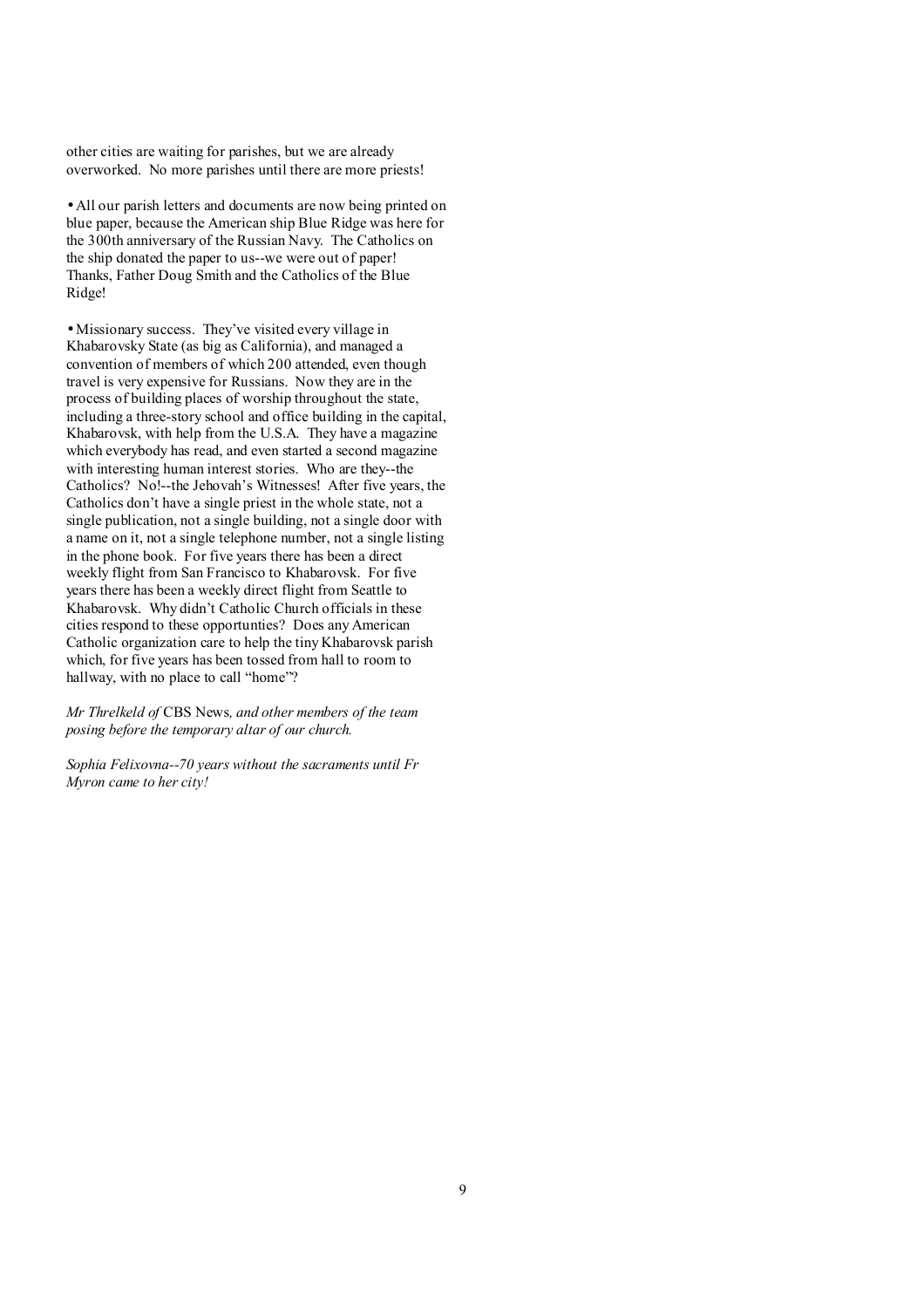other cities are waiting for parishes, but we are already overworked. No more parishes until there are more priests!

- All our parish letters and documents are now being printed on blue paper, because the American ship Blue Ridge was here for the 300th anniversary of the Russian Navy. The Catholics on the ship donated the paper to us--we were out of paper! Thanks, Father Doug Smith and the Catholics of the Blue Ridge!

- Missionary success. They've visited every village in Khabarovsky State (as big as California), and managed a convention of members of which 200 attended, even though travel is very expensive for Russians. Now they are in the process of building places of worship throughout the state, including a three-story school and office building in the capital, Khabarovsk, with help from the U.S.A. They have a magazine which everybody has read, and even started a second magazine with interesting human interest stories. Who are they--the Catholics? No!--the Jehovah's Witnesses! After five years, the Catholics don't have a single priest in the whole state, not a single publication, not a single building, not a single door with a name on it, not a single telephone number, not a single listing in the phone book. For five years there has been a direct weekly flight from San Francisco to Khabarovsk. For five years there has been a weekly direct flight from Seattle to Khabarovsk. Why didn't Catholic Church officials in these cities respond to these opportunties? Does any American Catholic organization care to help the tiny Khabarovsk parish which, for five years has been tossed from hall to room to hallway, with no place to call "home"?

*Mr Threlkeld of* CBS News*, and other members of the team posing before the temporary altar of our church.*

*Sophia Felixovna--70 years without the sacraments until Fr Myron came to her city!*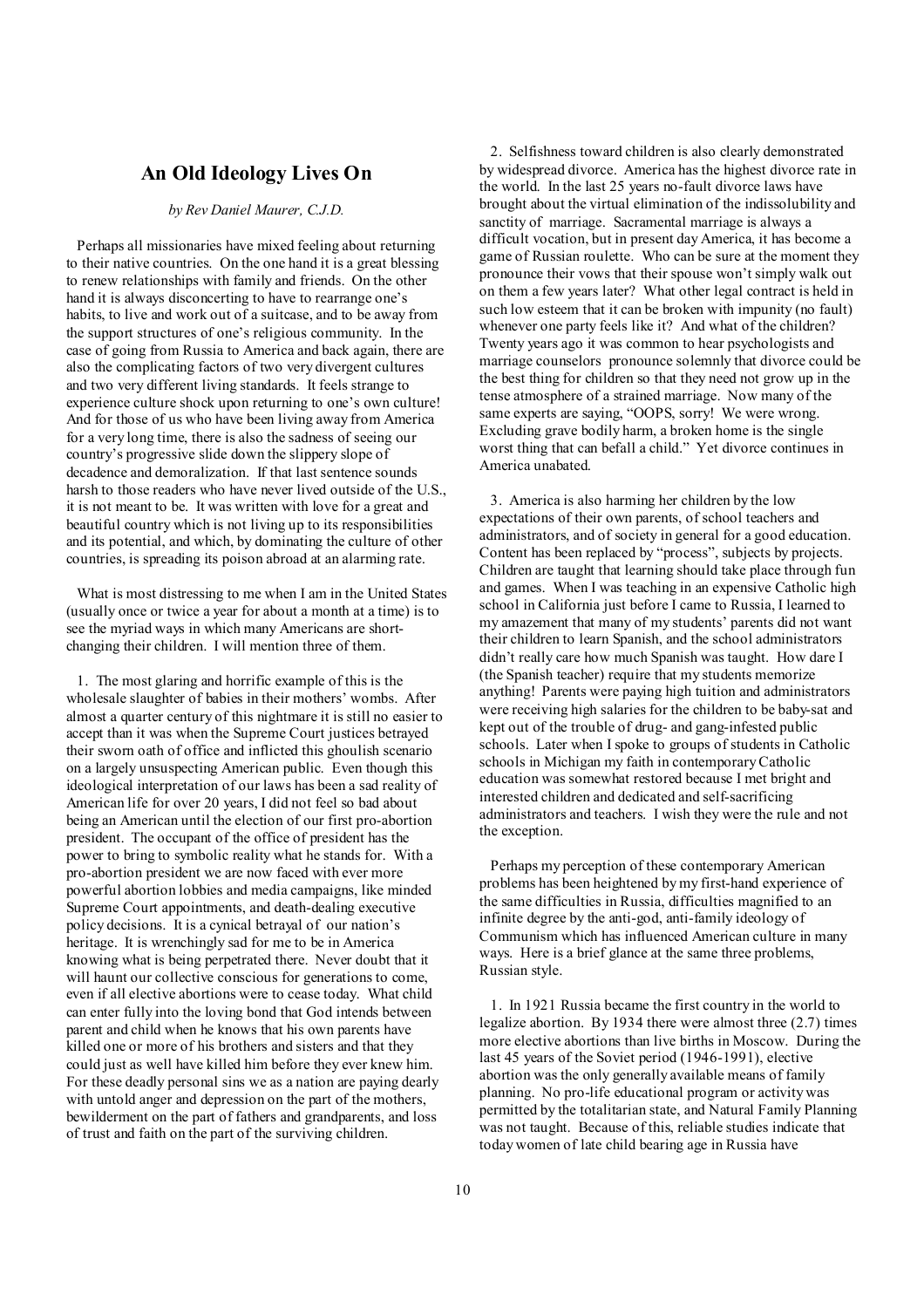## An Old Ideology Lives On

*by Rev Daniel Maurer, C.J.D.*

Perhaps all missionaries have mixed feeling about returning to their native countries. On the one hand it is a great blessing to renew relationships with family and friends. On the other hand it is always disconcerting to have to rearrange one's habits, to live and work out of a suitcase, and to be away from the support structures of one's religious community. In the case of going from Russia to America and back again, there are also the complicating factors of two very divergent cultures and two very different living standards. It feels strange to experience culture shock upon returning to one's own culture! And for those of us who have been living away from America for a very long time, there is also the sadness of seeing our country's progressive slide down the slippery slope of decadence and demoralization. If that last sentence sounds harsh to those readers who have never lived outside of the U.S., it is not meant to be. It was written with love for a great and beautiful country which is not living up to its responsibilities and its potential, and which, by dominating the culture of other countries, is spreading its poison abroad at an alarming rate.

What is most distressing to me when I am in the United States (usually once or twice a year for about a month at a time) is to see the myriad ways in which many Americans are short-changing their children. I will mention three of them.

1. The most glaring and horrific example of this is the wholesale slaughter of babies in their mothers' wombs. After almost a quarter century of this nightmare it is still no easier to accept than it was when the Supreme Court justices betrayed their sworn oath of office and inflicted this ghoulish scenario on a largely unsuspecting American public. Even though this ideological interpretation of our laws has been a sad reality of American life for over 20 years, I did not feel so bad about being an American until the election of our first pro-abortion president. The occupant of the office of president has the power to bring to symbolic reality what he stands for. With a pro-abortion president we are now faced with ever more powerful abortion lobbies and media campaigns, like minded Supreme Court appointments, and death-dealing executive policy decisions. It is a cynical betrayal of our nation's heritage. It is wrenchingly sad for me to be in America knowing what is being perpetrated there. Never doubt that it will haunt our collective conscious for generations to come, even if all elective abortions were to cease today. What child can enter fully into the loving bond that God intends between parent and child when he knows that his own parents have killed one or more of his brothers and sisters and that they could just as well have killed him before they ever knew him. For these deadly personal sins we as a nation are paying dearly with untold anger and depression on the part of the mothers, bewilderment on the part of fathers and grandparents, and loss of trust and faith on the part of the surviving children.

2. Selfishness toward children is also clearly demonstrated by widespread divorce. America has the highest divorce rate in the world. In the last 25 years no-fault divorce laws have brought about the virtual elimination of the indissolubility and sanctity of marriage. Sacramental marriage is always a difficult vocation, but in present day America, it has become a game of Russian roulette. Who can be sure at the moment they pronounce their vows that their spouse won't simply walk out on them a few years later? What other legal contract is held in such low esteem that it can be broken with impunity (no fault) whenever one party feels like it? And what of the children? Twenty years ago it was common to hear psychologists and marriage counselors pronounce solemnly that divorce could be the best thing for children so that they need not grow up in the tense atmosphere of a strained marriage. Now many of the same experts are saying, "OOPS, sorry! We were wrong. Excluding grave bodily harm, a broken home is the single worst thing that can befall a child." Yet divorce continues in America unabated.

3. America is also harming her children by the low expectations of their own parents, of school teachers and administrators, and of society in general for a good education. Content has been replaced by "process", subjects by projects. Children are taught that learning should take place through fun and games. When I was teaching in an expensive Catholic high school in California just before I came to Russia, I learned to my amazement that many of my students' parents did not want their children to learn Spanish, and the school administrators didn't really care how much Spanish was taught. How dare I (the Spanish teacher) require that my students memorize anything! Parents were paying high tuition and administrators were receiving high salaries for the children to be baby-sat and kept out of the trouble of drug- and gang-infested public schools. Later when I spoke to groups of students in Catholic schools in Michigan my faith in contemporary Catholic education was somewhat restored because I met bright and interested children and dedicated and self-sacrificing administrators and teachers. I wish they were the rule and not the exception.

Perhaps my perception of these contemporary American problems has been heightened by my first-hand experience of the same difficulties in Russia, difficulties magnified to an infinite degree by the anti-god, anti-family ideology of Communism which has influenced American culture in many ways. Here is a brief glance at the same three problems, Russian style.

1. In 1921 Russia became the first country in the world to legalize abortion. By 1934 there were almost three (2.7) times more elective abortions than live births in Moscow. During the last 45 years of the Soviet period (1946-1991), elective abortion was the only generally available means of family planning. No pro-life educational program or activity was permitted by the totalitarian state, and Natural Family Planning was not taught. Because of this, reliable studies indicate that today women of late child bearing age in Russia have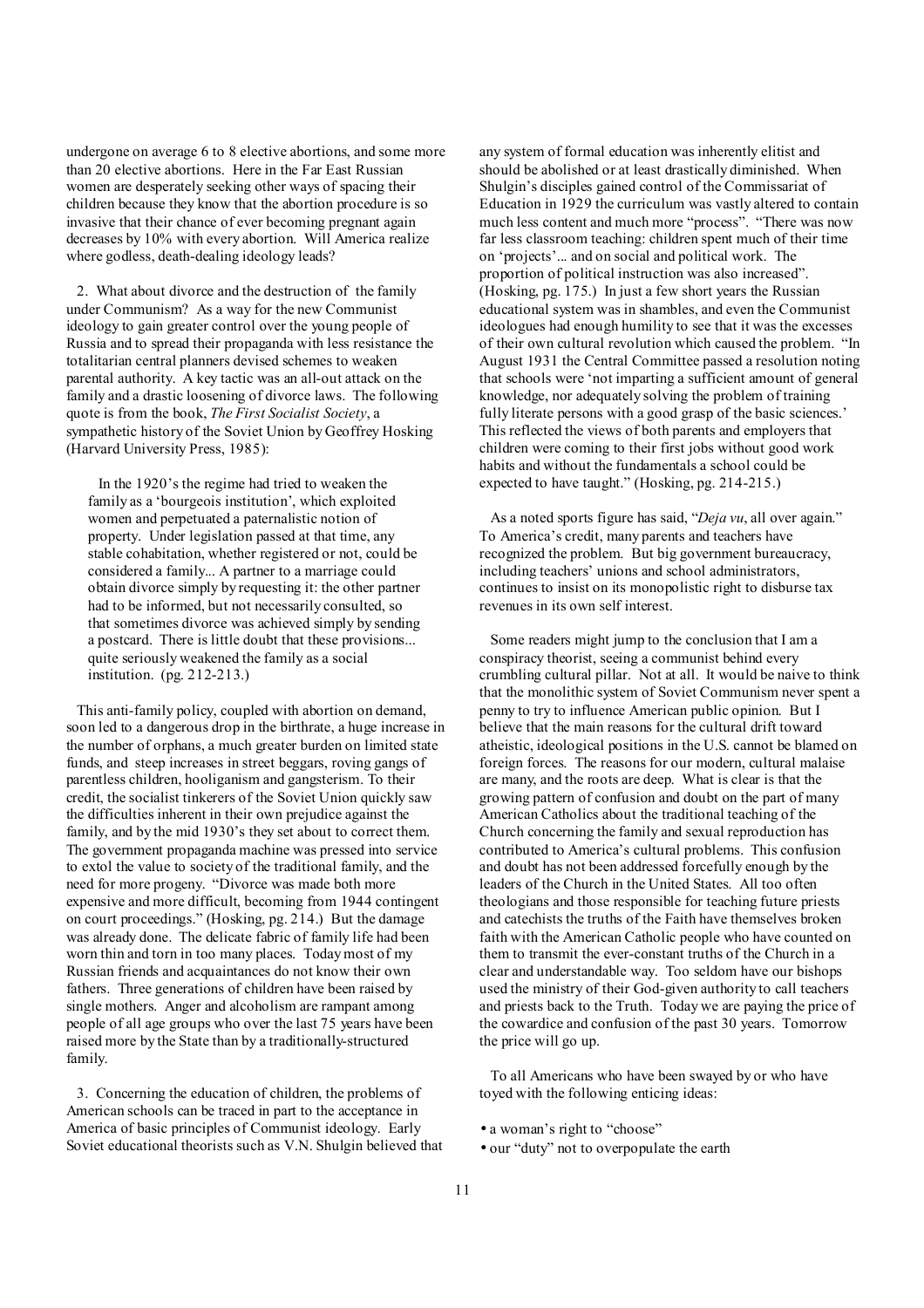undergone on average 6 to 8 elective abortions, and some more than 20 elective abortions. Here in the Far East Russian women are desperately seeking other ways of spacing their children because they know that the abortion procedure is so invasive that their chance of ever becoming pregnant again decreases by 10% with every abortion. Will America realize where godless, death-dealing ideology leads?

2. What about divorce and the destruction of the family under Communism? As a way for the new Communist ideology to gain greater control over the young people of Russia and to spread their propaganda with less resistance the totalitarian central planners devised schemes to weaken parental authority. A key tactic was an all-out attack on the family and a drastic loosening of divorce laws. The following quote is from the book, *The First Socialist Society*, a sympathetic history of the Soviet Union by Geoffrey Hosking (Harvard University Press, 1985):

> In the 1920's the regime had tried to weaken the family as a 'bourgeois institution', which exploited women and perpetuated a paternalistic notion of property. Under legislation passed at that time, any stable cohabitation, whether registered or not, could be considered a family... A partner to a marriage could obtain divorce simply by requesting it: the other partner had to be informed, but not necessarily consulted, so that sometimes divorce was achieved simply by sending a postcard. There is little doubt that these provisions... quite seriously weakened the family as a social institution. (pg. 212-213.)

This anti-family policy, coupled with abortion on demand, soon led to a dangerous drop in the birthrate, a huge increase in the number of orphans, a much greater burden on limited state funds, and steep increases in street beggars, roving gangs of parentless children, hooliganism and gangsterism. To their credit, the socialist tinkerers of the Soviet Union quickly saw the difficulties inherent in their own prejudice against the family, and by the mid 1930's they set about to correct them. The government propaganda machine was pressed into service to extol the value to society of the traditional family, and the need for more progeny. "Divorce was made both more expensive and more difficult, becoming from 1944 contingent on court proceedings." (Hosking, pg. 214.) But the damage was already done. The delicate fabric of family life had been worn thin and torn in too many places. Today most of my Russian friends and acquaintances do not know their own fathers. Three generations of children have been raised by single mothers. Anger and alcoholism are rampant among people of all age groups who over the last 75 years have been raised more by the State than by a traditionally-structured family.

3. Concerning the education of children, the problems of American schools can be traced in part to the acceptance in America of basic principles of Communist ideology. Early Soviet educational theorists such as V.N. Shulgin believed that any system of formal education was inherently elitist and should be abolished or at least drastically diminished. When Shulgin's disciples gained control of the Commissariat of Education in 1929 the curriculum was vastly altered to contain much less content and much more "process". "There was now far less classroom teaching: children spent much of their time on 'projects'... and on social and political work. The proportion of political instruction was also increased". (Hosking, pg. 175.) In just a few short years the Russian educational system was in shambles, and even the Communist ideologues had enough humility to see that it was the excesses of their own cultural revolution which caused the problem. "In August 1931 the Central Committee passed a resolution noting that schools were 'not imparting a sufficient amount of general knowledge, nor adequately solving the problem of training fully literate persons with a good grasp of the basic sciences.' This reflected the views of both parents and employers that children were coming to their first jobs without good work habits and without the fundamentals a school could be expected to have taught." (Hosking, pg. 214-215.)

As a noted sports figure has said, "*Deja vu*, all over again." To America's credit, many parents and teachers have recognized the problem. But big government bureaucracy, including teachers' unions and school administrators, continues to insist on its monopolistic right to disburse tax revenues in its own self interest.

Some readers might jump to the conclusion that I am a conspiracy theorist, seeing a communist behind every crumbling cultural pillar. Not at all. It would be naive to think that the monolithic system of Soviet Communism never spent a penny to try to influence American public opinion. But I believe that the main reasons for the cultural drift toward atheistic, ideological positions in the U.S. cannot be blamed on foreign forces. The reasons for our modern, cultural malaise are many, and the roots are deep. What is clear is that the growing pattern of confusion and doubt on the part of many American Catholics about the traditional teaching of the Church concerning the family and sexual reproduction has contributed to America's cultural problems. This confusion and doubt has not been addressed forcefully enough by the leaders of the Church in the United States. All too often theologians and those responsible for teaching future priests and catechists the truths of the Faith have themselves broken faith with the American Catholic people who have counted on them to transmit the ever-constant truths of the Church in a clear and understandable way. Too seldom have our bishops used the ministry of their God-given authority to call teachers and priests back to the Truth. Today we are paying the price of the cowardice and confusion of the past 30 years. Tomorrow the price will go up.

To all Americans who have been swayed by or who have toyed with the following enticing ideas:

- a woman's right to "choose"
- our "duty" not to overpopulate the earth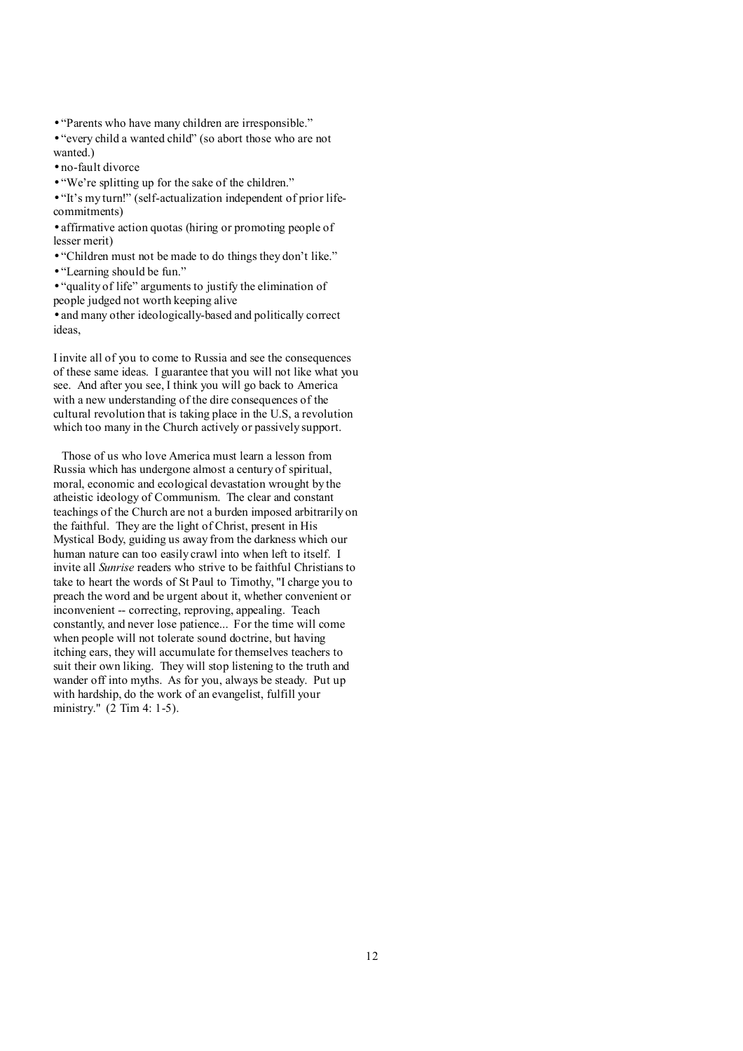- "Parents who have many children are irresponsible."
- "every child a wanted child" (so abort those who are not wanted.)
- no-fault divorce
- "We're splitting up for the sake of the children."
- "It's my turn!" (self-actualization independent of prior life-commitments)
- affirmative action quotas (hiring or promoting people of lesser merit)
- "Children must not be made to do things they don't like."
- "Learning should be fun."
- "quality of life" arguments to justify the elimination of people judged not worth keeping alive
- and many other ideologically-based and politically correct ideas,

I invite all of you to come to Russia and see the consequences of these same ideas. I guarantee that you will not like what you see. And after you see, I think you will go back to America with a new understanding of the dire consequences of the cultural revolution that is taking place in the U.S, a revolution which too many in the Church actively or passively support.

Those of us who love America must learn a lesson from Russia which has undergone almost a century of spiritual, moral, economic and ecological devastation wrought by the atheistic ideology of Communism. The clear and constant teachings of the Church are not a burden imposed arbitrarily on the faithful. They are the light of Christ, present in His Mystical Body, guiding us away from the darkness which our human nature can too easily crawl into when left to itself. I invite all *Sunrise* readers who strive to be faithful Christians to take to heart the words of St Paul to Timothy, "I charge you to preach the word and be urgent about it, whether convenient or inconvenient -- correcting, reproving, appealing. Teach constantly, and never lose patience... For the time will come when people will not tolerate sound doctrine, but having itching ears, they will accumulate for themselves teachers to suit their own liking. They will stop listening to the truth and wander off into myths. As for you, always be steady. Put up with hardship, do the work of an evangelist, fulfill your ministry." (2 Tim 4: 1-5).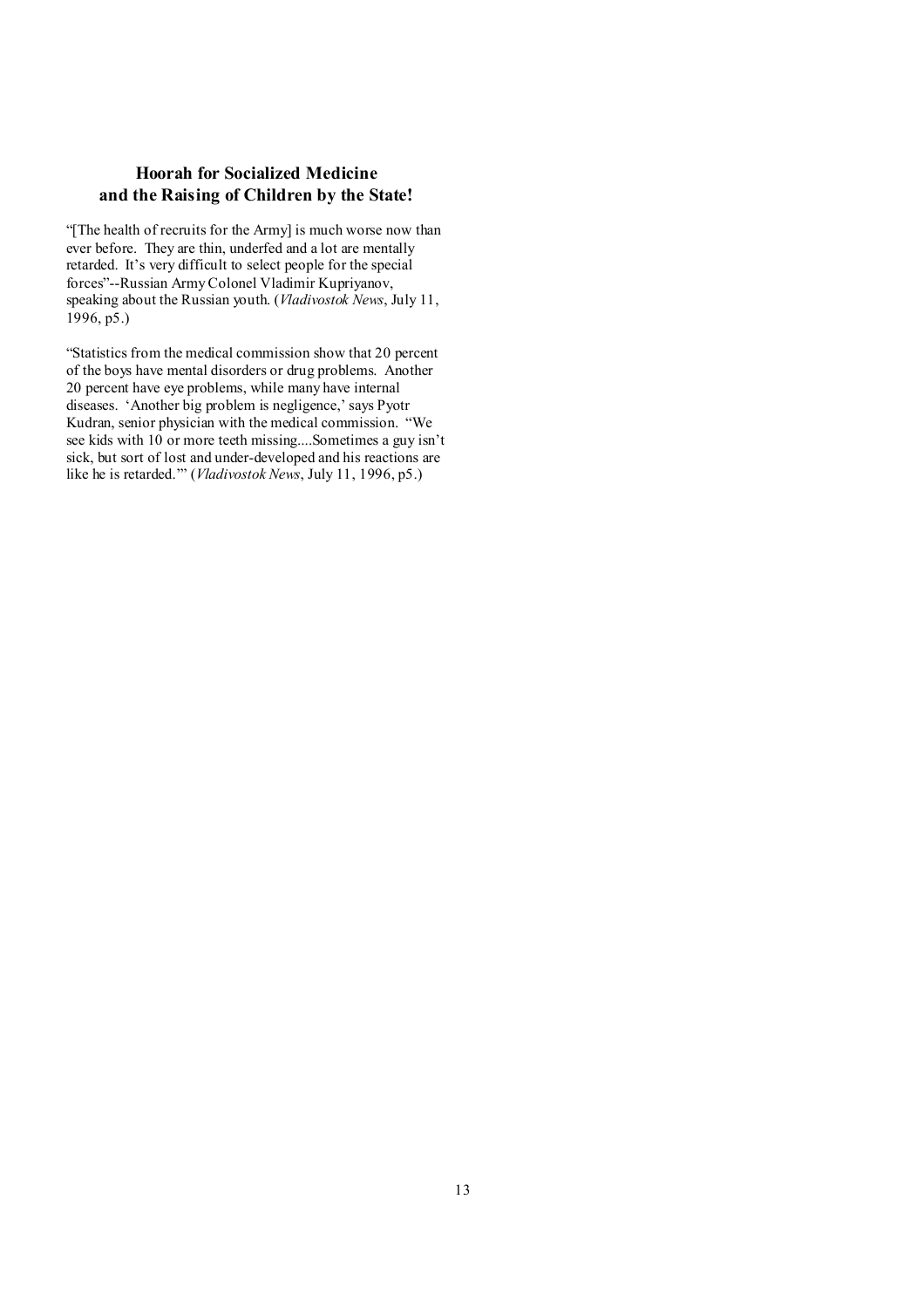## Hoorah for Socialized Medicine and the Raising of Children by the State!

"[The health of recruits for the Army] is much worse now than ever before. They are thin, underfed and a lot are mentally retarded. It's very difficult to select people for the special forces"--Russian Army Colonel Vladimir Kupriyanov, speaking about the Russian youth. (*Vladivostok News*, July 11, 1996, p5.)

"Statistics from the medical commission show that 20 percent of the boys have mental disorders or drug problems. Another 20 percent have eye problems, while many have internal diseases. 'Another big problem is negligence,' says Pyotr Kudran, senior physician with the medical commission. "We see kids with 10 or more teeth missing....Sometimes a guy isn't sick, but sort of lost and under-developed and his reactions are like he is retarded."" (*Vladivostok News*, July 11, 1996, p5.)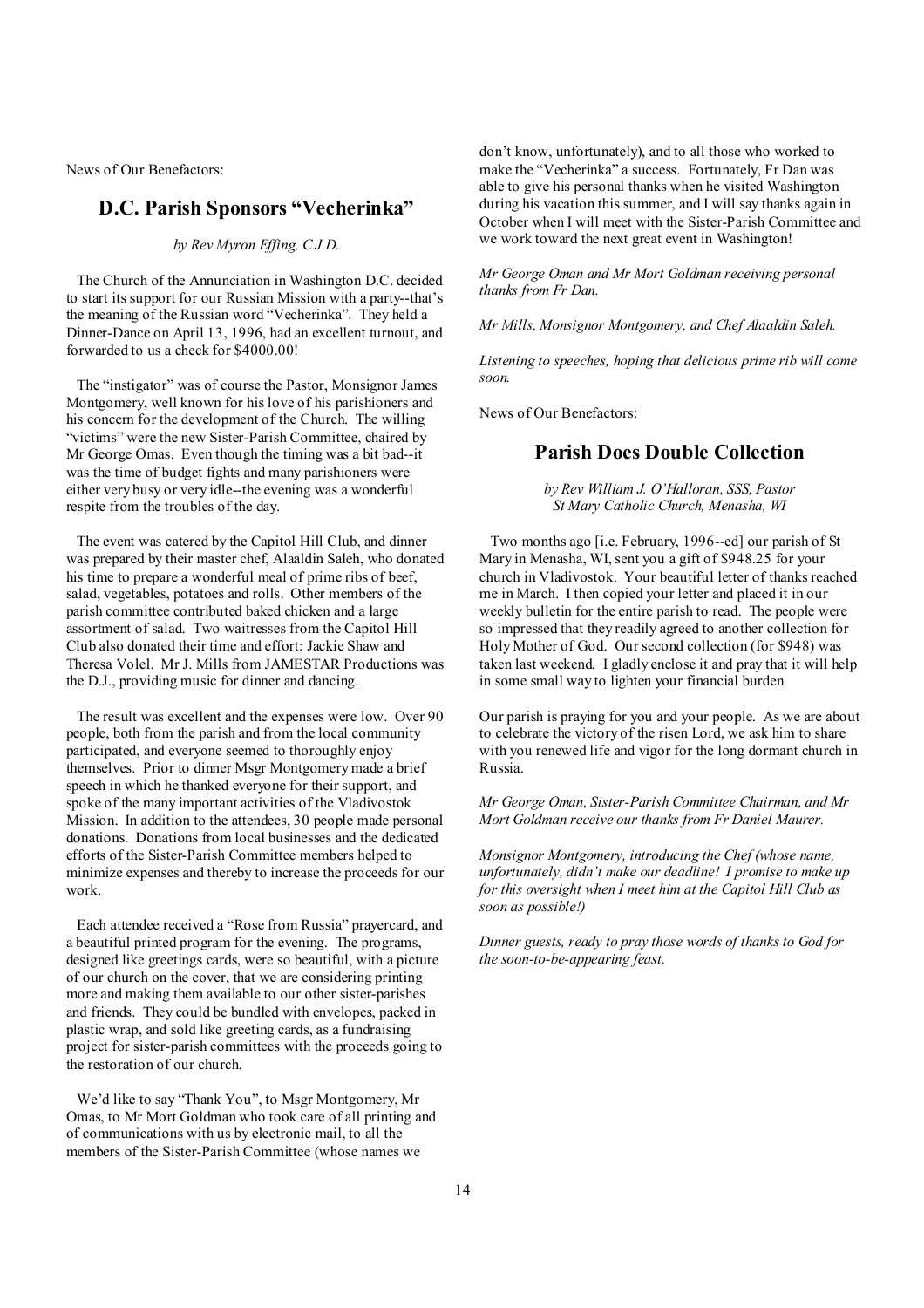News of Our Benefactors:

## D.C. Parish Sponsors "Vecherinka"

*by Rev Myron Effing, C.J.D.*

The Church of the Annunciation in Washington D.C. decided to start its support for our Russian Mission with a party--that's the meaning of the Russian word "Vecherinka". They held a Dinner-Dance on April 13, 1996, had an excellent turnout, and forwarded to us a check for $4000.00!

The "instigator" was of course the Pastor, Monsignor James Montgomery, well known for his love of his parishioners and his concern for the development of the Church. The willing "victims" were the new Sister-Parish Committee, chaired by Mr George Omas. Even though the timing was a bit bad--it was the time of budget fights and many parishioners were either very busy or very idle--the evening was a wonderful respite from the troubles of the day.

The event was catered by the Capitol Hill Club, and dinner was prepared by their master chef, Alaaldin Saleh, who donated his time to prepare a wonderful meal of prime ribs of beef, salad, vegetables, potatoes and rolls. Other members of the parish committee contributed baked chicken and a large assortment of salad. Two waitresses from the Capitol Hill Club also donated their time and effort: Jackie Shaw and Theresa Volel. Mr J. Mills from JAMESTAR Productions was the D.J., providing music for dinner and dancing.

The result was excellent and the expenses were low. Over 90 people, both from the parish and from the local community participated, and everyone seemed to thoroughly enjoy themselves. Prior to dinner Msgr Montgomery made a brief speech in which he thanked everyone for their support, and spoke of the many important activities of the Vladivostok Mission. In addition to the attendees, 30 people made personal donations. Donations from local businesses and the dedicated efforts of the Sister-Parish Committee members helped to minimize expenses and thereby to increase the proceeds for our work.

Each attendee received a "Rose from Russia" prayercard, and a beautiful printed program for the evening. The programs, designed like greetings cards, were so beautiful, with a picture of our church on the cover, that we are considering printing more and making them available to our other sister-parishes and friends. They could be bundled with envelopes, packed in plastic wrap, and sold like greeting cards, as a fundraising project for sister-parish committees with the proceeds going to the restoration of our church.

We'd like to say "Thank You", to Msgr Montgomery, Mr Omas, to Mr Mort Goldman who took care of all printing and of communications with us by electronic mail, to all the members of the Sister-Parish Committee (whose names we don't know, unfortunately), and to all those who worked to make the "Vecherinka" a success. Fortunately, Fr Dan was able to give his personal thanks when he visited Washington during his vacation this summer, and I will say thanks again in October when I will meet with the Sister-Parish Committee and we work toward the next great event in Washington!

*Mr George Oman and Mr Mort Goldman receiving personal thanks from Fr Dan.*

*Mr Mills, Monsignor Montgomery, and Chef Alaaldin Saleh.*

*Listening to speeches, hoping that delicious prime rib will come soon.*

News of Our Benefactors:

## Parish Does Double Collection

*by Rev William J. O'Halloran, SSS, Pastor*
*St Mary Catholic Church, Menasha, WI*

Two months ago [i.e. February, 1996--ed] our parish of St Mary in Menasha, WI, sent you a gift of $948.25 for your church in Vladivostok. Your beautiful letter of thanks reached me in March. I then copied your letter and placed it in our weekly bulletin for the entire parish to read. The people were so impressed that they readily agreed to another collection for Holy Mother of God. Our second collection (for $948) was taken last weekend. I gladly enclose it and pray that it will help in some small way to lighten your financial burden.

Our parish is praying for you and your people. As we are about to celebrate the victory of the risen Lord, we ask him to share with you renewed life and vigor for the long dormant church in Russia.

*Mr George Oman, Sister-Parish Committee Chairman, and Mr Mort Goldman receive our thanks from Fr Daniel Maurer.*

*Monsignor Montgomery, introducing the Chef (whose name, unfortunately, didn't make our deadline! I promise to make up for this oversight when I meet him at the Capitol Hill Club as soon as possible!)*

*Dinner guests, ready to pray those words of thanks to God for the soon-to-be-appearing feast.*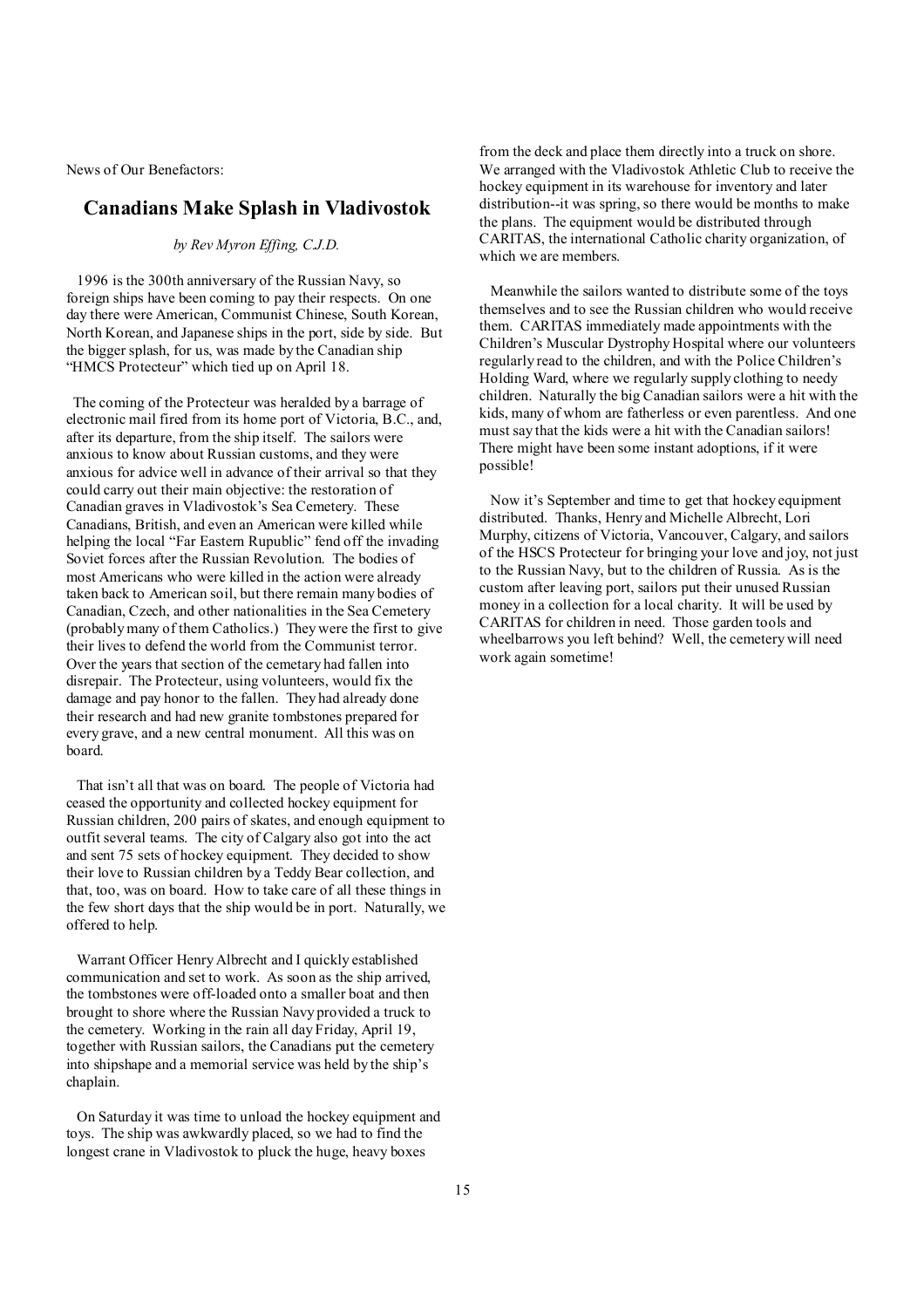News of Our Benefactors:

## Canadians Make Splash in Vladivostok

*by Rev Myron Effing, C.J.D.*

1996 is the 300th anniversary of the Russian Navy, so foreign ships have been coming to pay their respects. On one day there were American, Communist Chinese, South Korean, North Korean, and Japanese ships in the port, side by side. But the bigger splash, for us, was made by the Canadian ship "HMCS Protecteur" which tied up on April 18.

The coming of the Protecteur was heralded by a barrage of electronic mail fired from its home port of Victoria, B.C., and, after its departure, from the ship itself. The sailors were anxious to know about Russian customs, and they were anxious for advice well in advance of their arrival so that they could carry out their main objective: the restoration of Canadian graves in Vladivostok's Sea Cemetery. These Canadians, British, and even an American were killed while helping the local "Far Eastern Rupublic" fend off the invading Soviet forces after the Russian Revolution. The bodies of most Americans who were killed in the action were already taken back to American soil, but there remain many bodies of Canadian, Czech, and other nationalities in the Sea Cemetery (probably many of them Catholics.) They were the first to give their lives to defend the world from the Communist terror. Over the years that section of the cemetary had fallen into disrepair. The Protecteur, using volunteers, would fix the damage and pay honor to the fallen. They had already done their research and had new granite tombstones prepared for every grave, and a new central monument. All this was on board.

That isn't all that was on board. The people of Victoria had ceased the opportunity and collected hockey equipment for Russian children, 200 pairs of skates, and enough equipment to outfit several teams. The city of Calgary also got into the act and sent 75 sets of hockey equipment. They decided to show their love to Russian children by a Teddy Bear collection, and that, too, was on board. How to take care of all these things in the few short days that the ship would be in port. Naturally, we offered to help.

Warrant Officer Henry Albrecht and I quickly established communication and set to work. As soon as the ship arrived, the tombstones were off-loaded onto a smaller boat and then brought to shore where the Russian Navy provided a truck to the cemetery. Working in the rain all day Friday, April 19, together with Russian sailors, the Canadians put the cemetery into shipshape and a memorial service was held by the ship's chaplain.

On Saturday it was time to unload the hockey equipment and toys. The ship was awkwardly placed, so we had to find the longest crane in Vladivostok to pluck the huge, heavy boxes from the deck and place them directly into a truck on shore. We arranged with the Vladivostok Athletic Club to receive the hockey equipment in its warehouse for inventory and later distribution--it was spring, so there would be months to make the plans. The equipment would be distributed through CARITAS, the international Catholic charity organization, of which we are members.

Meanwhile the sailors wanted to distribute some of the toys themselves and to see the Russian children who would receive them. CARITAS immediately made appointments with the Children's Muscular Dystrophy Hospital where our volunteers regularly read to the children, and with the Police Children's Holding Ward, where we regularly supply clothing to needy children. Naturally the big Canadian sailors were a hit with the kids, many of whom are fatherless or even parentless. And one must say that the kids were a hit with the Canadian sailors! There might have been some instant adoptions, if it were possible!

Now it's September and time to get that hockey equipment distributed. Thanks, Henry and Michelle Albrecht, Lori Murphy, citizens of Victoria, Vancouver, Calgary, and sailors of the HSCS Protecteur for bringing your love and joy, not just to the Russian Navy, but to the children of Russia. As is the custom after leaving port, sailors put their unused Russian money in a collection for a local charity. It will be used by CARITAS for children in need. Those garden tools and wheelbarrows you left behind? Well, the cemetery will need work again sometime!